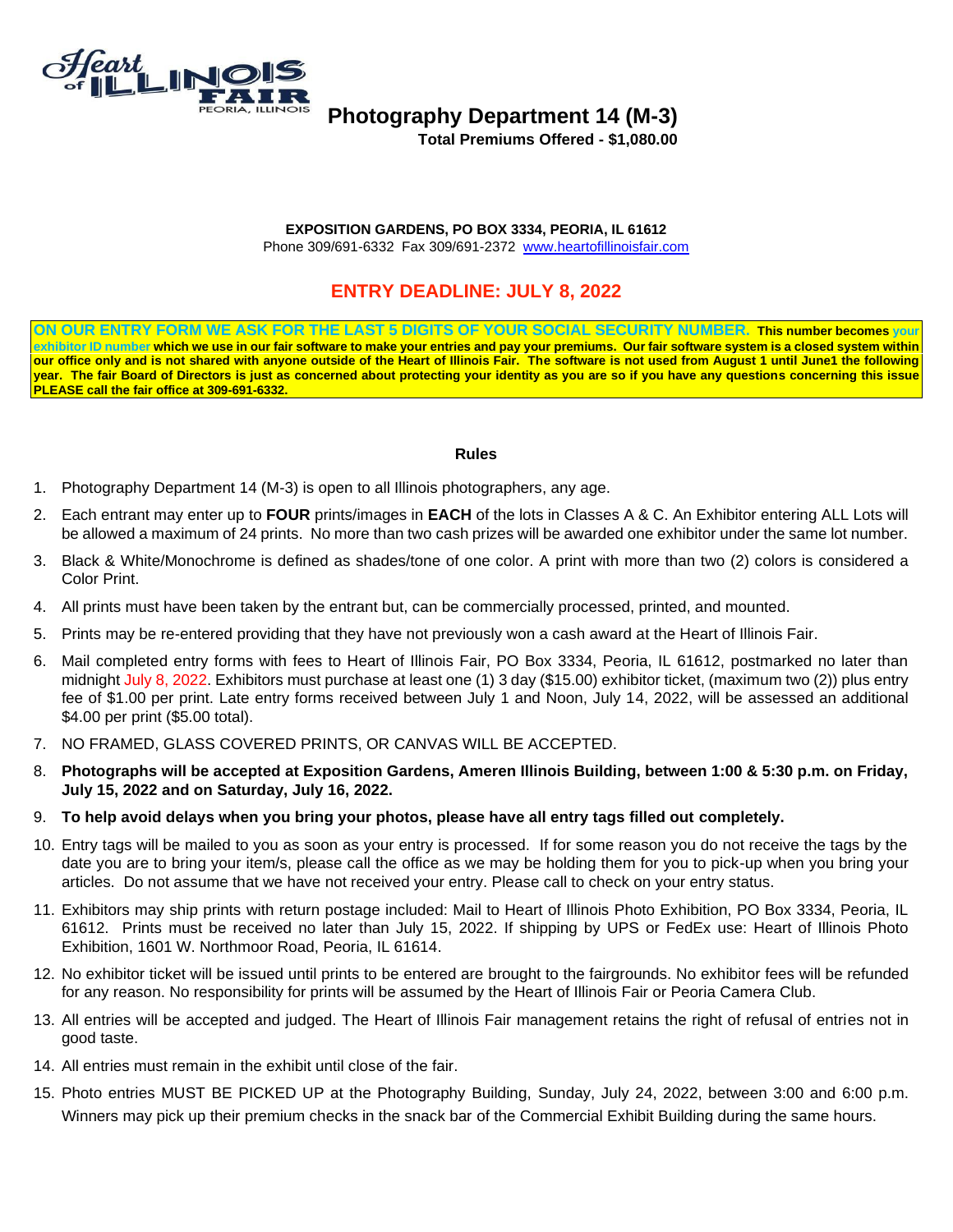# Photography Department 14 (M-3)

**Total Premiums Offered - $1,080.00**

**EXPOSITION GARDENS, PO BOX 3334, PEORIA, IL 61612**
Phone 309/691-6332 Fax 309/691-2372 www.heartofillinoisfair.com

## ENTRY DEADLINE: JULY 8, 2022

**ON OUR ENTRY FORM WE ASK FOR THE LAST 5 DIGITS OF YOUR SOCIAL SECURITY NUMBER. This number becomes your exhibitor ID number which we use in our fair software to make your entries and pay your premiums. Our fair software system is a closed system within our office only and is not shared with anyone outside of the Heart of Illinois Fair. The software is not used from August 1 until June1 the following year. The fair Board of Directors is just as concerned about protecting your identity as you are so if you have any questions concerning this issue PLEASE call the fair office at 309-691-6332.**

### Rules

1. Photography Department 14 (M-3) is open to all Illinois photographers, any age.
2. Each entrant may enter up to **FOUR** prints/images in **EACH** of the lots in Classes A & C. An Exhibitor entering ALL Lots will be allowed a maximum of 24 prints. No more than two cash prizes will be awarded one exhibitor under the same lot number.
3. Black & White/Monochrome is defined as shades/tone of one color. A print with more than two (2) colors is considered a Color Print.
4. All prints must have been taken by the entrant but, can be commercially processed, printed, and mounted.
5. Prints may be re-entered providing that they have not previously won a cash award at the Heart of Illinois Fair.
6. Mail completed entry forms with fees to Heart of Illinois Fair, PO Box 3334, Peoria, IL 61612, postmarked no later than midnight July 8, 2022. Exhibitors must purchase at least one (1) 3 day ($15.00) exhibitor ticket, (maximum two (2)) plus entry fee of $1.00 per print. Late entry forms received between July 1 and Noon, July 14, 2022, will be assessed an additional $4.00 per print ($5.00 total).
7. NO FRAMED, GLASS COVERED PRINTS, OR CANVAS WILL BE ACCEPTED.
8. **Photographs will be accepted at Exposition Gardens, Ameren Illinois Building, between 1:00 & 5:30 p.m. on Friday, July 15, 2022 and on Saturday, July 16, 2022.**
9. **To help avoid delays when you bring your photos, please have all entry tags filled out completely.**
10. Entry tags will be mailed to you as soon as your entry is processed. If for some reason you do not receive the tags by the date you are to bring your item/s, please call the office as we may be holding them for you to pick-up when you bring your articles. Do not assume that we have not received your entry. Please call to check on your entry status.
11. Exhibitors may ship prints with return postage included: Mail to Heart of Illinois Photo Exhibition, PO Box 3334, Peoria, IL 61612. Prints must be received no later than July 15, 2022. If shipping by UPS or FedEx use: Heart of Illinois Photo Exhibition, 1601 W. Northmoor Road, Peoria, IL 61614.
12. No exhibitor ticket will be issued until prints to be entered are brought to the fairgrounds. No exhibitor fees will be refunded for any reason. No responsibility for prints will be assumed by the Heart of Illinois Fair or Peoria Camera Club.
13. All entries will be accepted and judged. The Heart of Illinois Fair management retains the right of refusal of entries not in good taste.
14. All entries must remain in the exhibit until close of the fair.
15. Photo entries MUST BE PICKED UP at the Photography Building, Sunday, July 24, 2022, between 3:00 and 6:00 p.m. Winners may pick up their premium checks in the snack bar of the Commercial Exhibit Building during the same hours.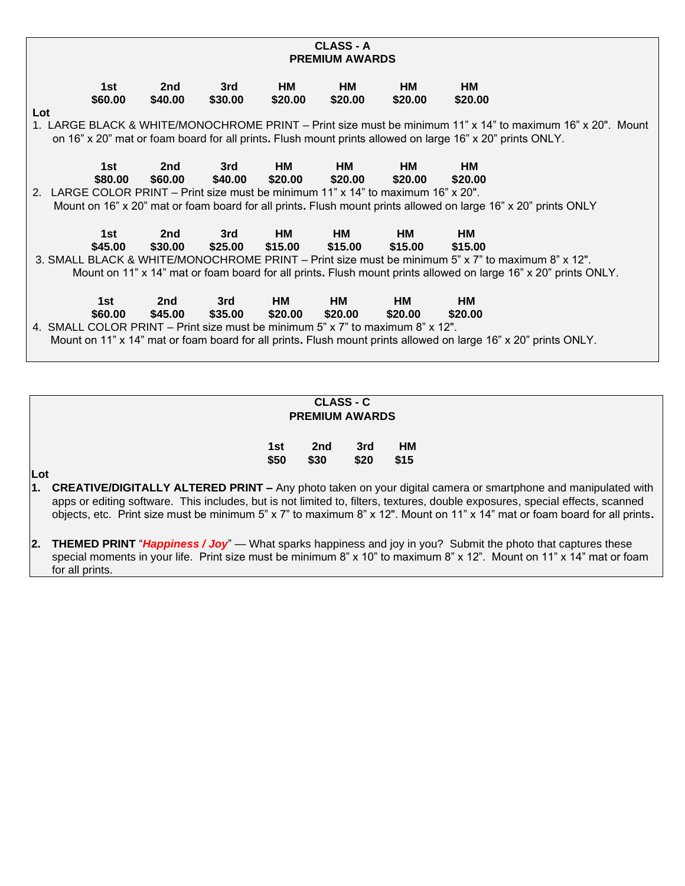## CLASS - A
## PREMIUM AWARDS

| 1st | 2nd | 3rd | HM | HM | HM | HM |
|---|---|---|---|---|---|---|
| $60.00 | $40.00 | $30.00 | $20.00 | $20.00 | $20.00 | $20.00 |

**Lot**

1. LARGE BLACK & WHITE/MONOCHROME PRINT – Print size must be minimum 11” x 14” to maximum 16” x 20". Mount on 16” x 20” mat or foam board for all prints**.** Flush mount prints allowed on large 16” x 20” prints ONLY.

| 1st | 2nd | 3rd | HM | HM | HM | HM |
|---|---|---|---|---|---|---|
| $80.00 | $60.00 | $40.00 | $20.00 | $20.00 | $20.00 | $20.00 |

2. LARGE COLOR PRINT – Print size must be minimum 11” x 14” to maximum 16” x 20". Mount on 16” x 20” mat or foam board for all prints**.** Flush mount prints allowed on large 16” x 20” prints ONLY

| 1st | 2nd | 3rd | HM | HM | HM | HM |
|---|---|---|---|---|---|---|
| $45.00 | $30.00 | $25.00 | $15.00 | $15.00 | $15.00 | $15.00 |

3. SMALL BLACK & WHITE/MONOCHROME PRINT – Print size must be minimum 5” x 7” to maximum 8” x 12". Mount on 11” x 14” mat or foam board for all prints**.** Flush mount prints allowed on large 16” x 20” prints ONLY.

| 1st | 2nd | 3rd | HM | HM | HM | HM |
|---|---|---|---|---|---|---|
| $60.00 | $45.00 | $35.00 | $20.00 | $20.00 | $20.00 | $20.00 |

4. SMALL COLOR PRINT – Print size must be minimum 5” x 7” to maximum 8” x 12". Mount on 11” x 14” mat or foam board for all prints**.** Flush mount prints allowed on large 16” x 20” prints ONLY.

## CLASS - C
## PREMIUM AWARDS

| 1st | 2nd | 3rd | HM |
|---|---|---|---|
| $50 | $30 | $20 | $15 |

**Lot**

1. **CREATIVE/DIGITALLY ALTERED PRINT –** Any photo taken on your digital camera or smartphone and manipulated with apps or editing software. This includes, but is not limited to, filters, textures, double exposures, special effects, scanned objects, etc. Print size must be minimum 5” x 7” to maximum 8” x 12". Mount on 11” x 14” mat or foam board for all prints**.**

2. **THEMED PRINT** “***Happiness / Joy***” — What sparks happiness and joy in you? Submit the photo that captures these special moments in your life. Print size must be minimum 8” x 10” to maximum 8” x 12”. Mount on 11” x 14” mat or foam for all prints.